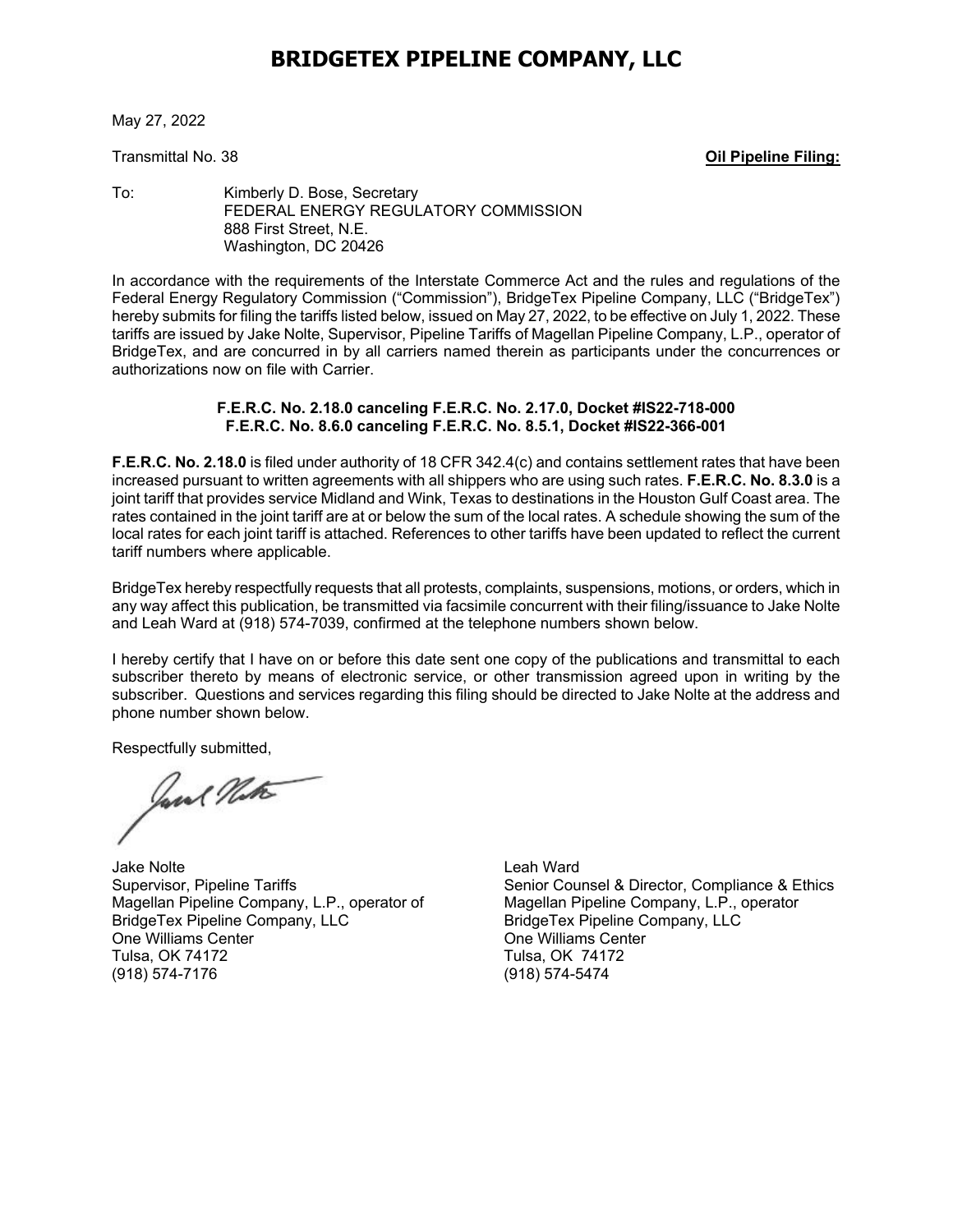# BRIDGETEX PIPELINE COMPANY, LLC

May 27, 2022

Transmittal No. 38 **Oil Pipeline Filing:**

To: Kimberly D. Bose, Secretary
FEDERAL ENERGY REGULATORY COMMISSION
888 First Street, N.E.
Washington, DC 20426

In accordance with the requirements of the Interstate Commerce Act and the rules and regulations of the Federal Energy Regulatory Commission ("Commission"), BridgeTex Pipeline Company, LLC ("BridgeTex") hereby submits for filing the tariffs listed below, issued on May 27, 2022, to be effective on July 1, 2022. These tariffs are issued by Jake Nolte, Supervisor, Pipeline Tariffs of Magellan Pipeline Company, L.P., operator of BridgeTex, and are concurred in by all carriers named therein as participants under the concurrences or authorizations now on file with Carrier.

**F.E.R.C. No. 2.18.0 canceling F.E.R.C. No. 2.17.0, Docket #IS22-718-000**
**F.E.R.C. No. 8.6.0 canceling F.E.R.C. No. 8.5.1, Docket #IS22-366-001**

**F.E.R.C. No. 2.18.0** is filed under authority of 18 CFR 342.4(c) and contains settlement rates that have been increased pursuant to written agreements with all shippers who are using such rates. **F.E.R.C. No. 8.3.0** is a joint tariff that provides service Midland and Wink, Texas to destinations in the Houston Gulf Coast area. The rates contained in the joint tariff are at or below the sum of the local rates. A schedule showing the sum of the local rates for each joint tariff is attached. References to other tariffs have been updated to reflect the current tariff numbers where applicable.

BridgeTex hereby respectfully requests that all protests, complaints, suspensions, motions, or orders, which in any way affect this publication, be transmitted via facsimile concurrent with their filing/issuance to Jake Nolte and Leah Ward at (918) 574-7039, confirmed at the telephone numbers shown below.

I hereby certify that I have on or before this date sent one copy of the publications and transmittal to each subscriber thereto by means of electronic service, or other transmission agreed upon in writing by the subscriber. Questions and services regarding this filing should be directed to Jake Nolte at the address and phone number shown below.

Respectfully submitted,

Jake Nolte
Supervisor, Pipeline Tariffs
Magellan Pipeline Company, L.P., operator of
BridgeTex Pipeline Company, LLC
One Williams Center
Tulsa, OK 74172
(918) 574-7176

Leah Ward
Senior Counsel & Director, Compliance & Ethics
Magellan Pipeline Company, L.P., operator
BridgeTex Pipeline Company, LLC
One Williams Center
Tulsa, OK 74172
(918) 574-5474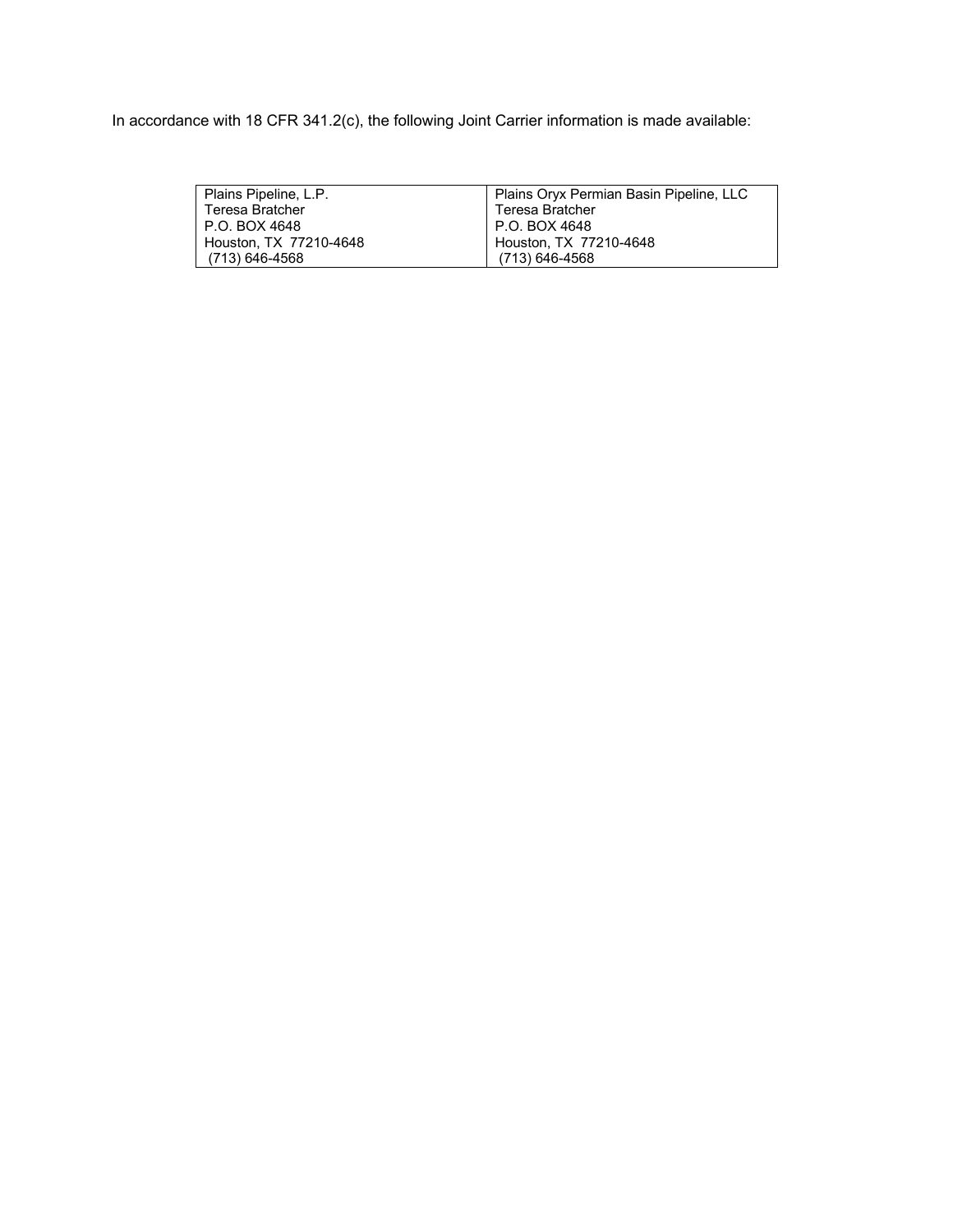In accordance with 18 CFR 341.2(c), the following Joint Carrier information is made available:

| | |
|---|---|
| Plains Pipeline, L.P.<br>Teresa Bratcher<br>P.O. BOX 4648<br>Houston, TX 77210-4648<br>(713) 646-4568 | Plains Oryx Permian Basin Pipeline, LLC<br>Teresa Bratcher<br>P.O. BOX 4648<br>Houston, TX 77210-4648<br>(713) 646-4568 |